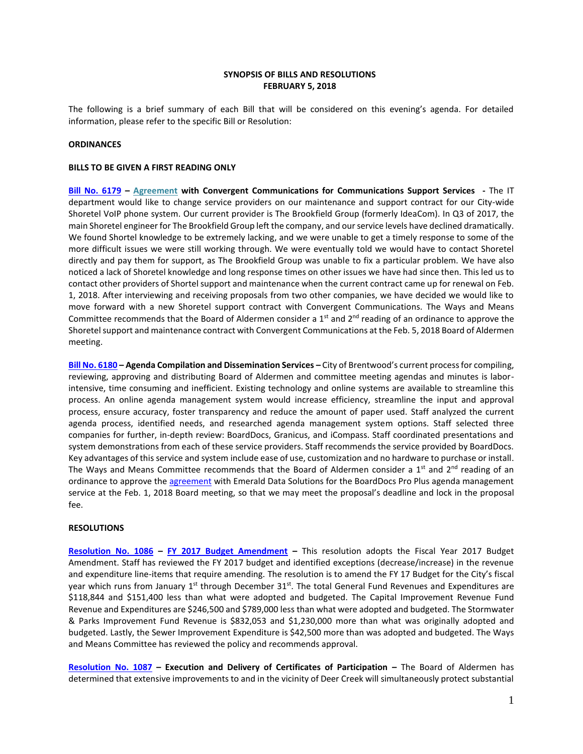**SYNOPSIS OF BILLS AND RESOLUTIONS**
**FEBRUARY 5, 2018**

The following is a brief summary of each Bill that will be considered on this evening's agenda. For detailed information, please refer to the specific Bill or Resolution:

**ORDINANCES**

**BILLS TO BE GIVEN A FIRST READING ONLY**

**Bill No. 6179 – Agreement with Convergent Communications for Communications Support Services -** The IT department would like to change service providers on our maintenance and support contract for our City-wide Shoretel VoIP phone system. Our current provider is The Brookfield Group (formerly IdeaCom). In Q3 of 2017, the main Shoretel engineer for The Brookfield Group left the company, and our service levels have declined dramatically. We found Shortel knowledge to be extremely lacking, and we were unable to get a timely response to some of the more difficult issues we were still working through. We were eventually told we would have to contact Shoretel directly and pay them for support, as The Brookfield Group was unable to fix a particular problem. We have also noticed a lack of Shoretel knowledge and long response times on other issues we have had since then. This led us to contact other providers of Shortel support and maintenance when the current contract came up for renewal on Feb. 1, 2018. After interviewing and receiving proposals from two other companies, we have decided we would like to move forward with a new Shoretel support contract with Convergent Communications. The Ways and Means Committee recommends that the Board of Aldermen consider a 1st and 2nd reading of an ordinance to approve the Shoretel support and maintenance contract with Convergent Communications at the Feb. 5, 2018 Board of Aldermen meeting.

**Bill No. 6180 – Agenda Compilation and Dissemination Services –** City of Brentwood's current process for compiling, reviewing, approving and distributing Board of Aldermen and committee meeting agendas and minutes is labor-intensive, time consuming and inefficient. Existing technology and online systems are available to streamline this process. An online agenda management system would increase efficiency, streamline the input and approval process, ensure accuracy, foster transparency and reduce the amount of paper used. Staff analyzed the current agenda process, identified needs, and researched agenda management system options. Staff selected three companies for further, in-depth review: BoardDocs, Granicus, and iCompass. Staff coordinated presentations and system demonstrations from each of these service providers. Staff recommends the service provided by BoardDocs. Key advantages of this service and system include ease of use, customization and no hardware to purchase or install. The Ways and Means Committee recommends that the Board of Aldermen consider a 1st and 2nd reading of an ordinance to approve the agreement with Emerald Data Solutions for the BoardDocs Pro Plus agenda management service at the Feb. 1, 2018 Board meeting, so that we may meet the proposal's deadline and lock in the proposal fee.

**RESOLUTIONS**

**Resolution No. 1086 – FY 2017 Budget Amendment –** This resolution adopts the Fiscal Year 2017 Budget Amendment. Staff has reviewed the FY 2017 budget and identified exceptions (decrease/increase) in the revenue and expenditure line-items that require amending. The resolution is to amend the FY 17 Budget for the City's fiscal year which runs from January 1st through December 31st. The total General Fund Revenues and Expenditures are $118,844 and $151,400 less than what were adopted and budgeted. The Capital Improvement Revenue Fund Revenue and Expenditures are $246,500 and $789,000 less than what were adopted and budgeted. The Stormwater & Parks Improvement Fund Revenue is $832,053 and $1,230,000 more than what was originally adopted and budgeted. Lastly, the Sewer Improvement Expenditure is $42,500 more than was adopted and budgeted. The Ways and Means Committee has reviewed the policy and recommends approval.

**Resolution No. 1087 – Execution and Delivery of Certificates of Participation –** The Board of Aldermen has determined that extensive improvements to and in the vicinity of Deer Creek will simultaneously protect substantial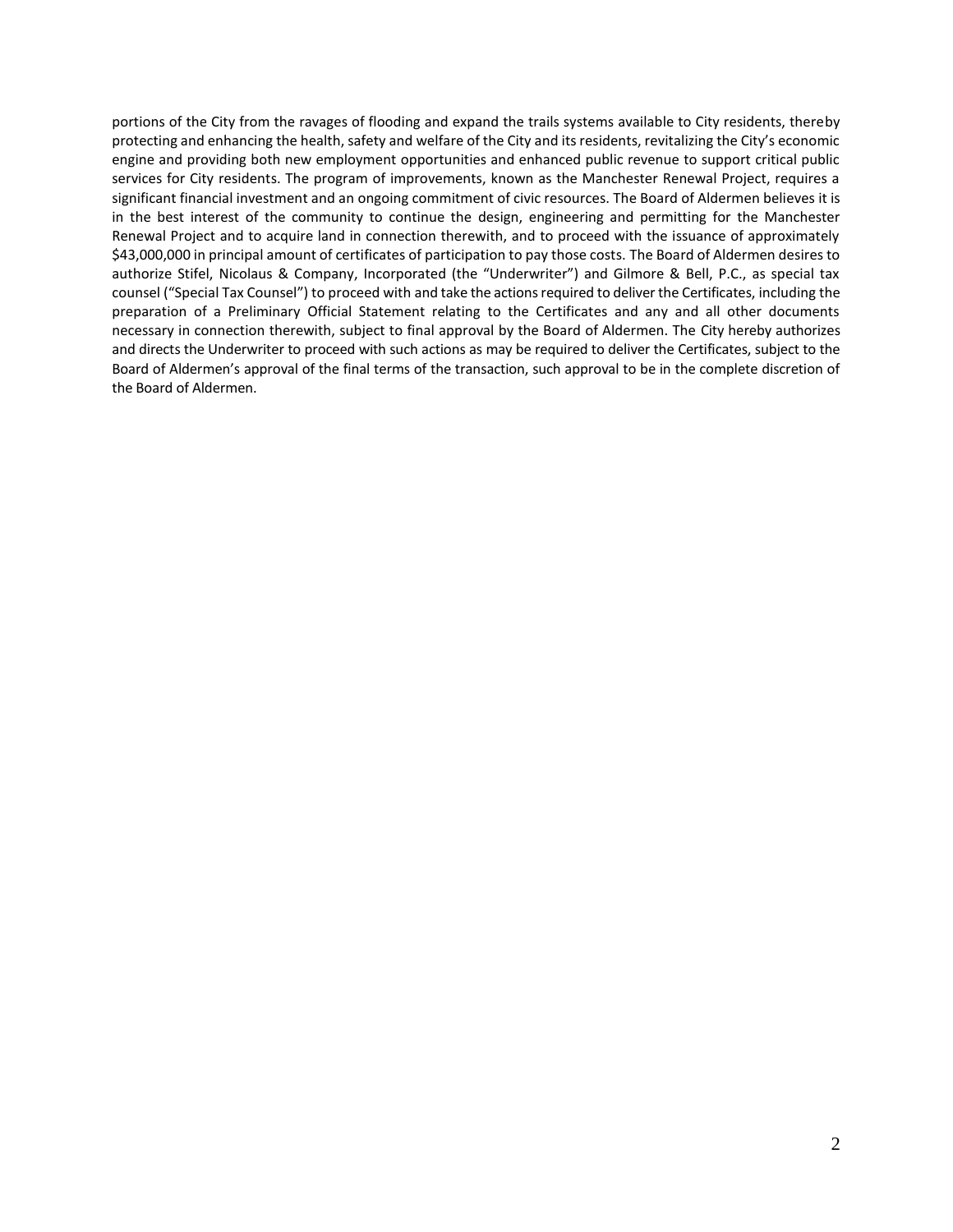portions of the City from the ravages of flooding and expand the trails systems available to City residents, thereby protecting and enhancing the health, safety and welfare of the City and its residents, revitalizing the City's economic engine and providing both new employment opportunities and enhanced public revenue to support critical public services for City residents. The program of improvements, known as the Manchester Renewal Project, requires a significant financial investment and an ongoing commitment of civic resources. The Board of Aldermen believes it is in the best interest of the community to continue the design, engineering and permitting for the Manchester Renewal Project and to acquire land in connection therewith, and to proceed with the issuance of approximately $43,000,000 in principal amount of certificates of participation to pay those costs. The Board of Aldermen desires to authorize Stifel, Nicolaus & Company, Incorporated (the "Underwriter") and Gilmore & Bell, P.C., as special tax counsel ("Special Tax Counsel") to proceed with and take the actions required to deliver the Certificates, including the preparation of a Preliminary Official Statement relating to the Certificates and any and all other documents necessary in connection therewith, subject to final approval by the Board of Aldermen. The City hereby authorizes and directs the Underwriter to proceed with such actions as may be required to deliver the Certificates, subject to the Board of Aldermen's approval of the final terms of the transaction, such approval to be in the complete discretion of the Board of Aldermen.